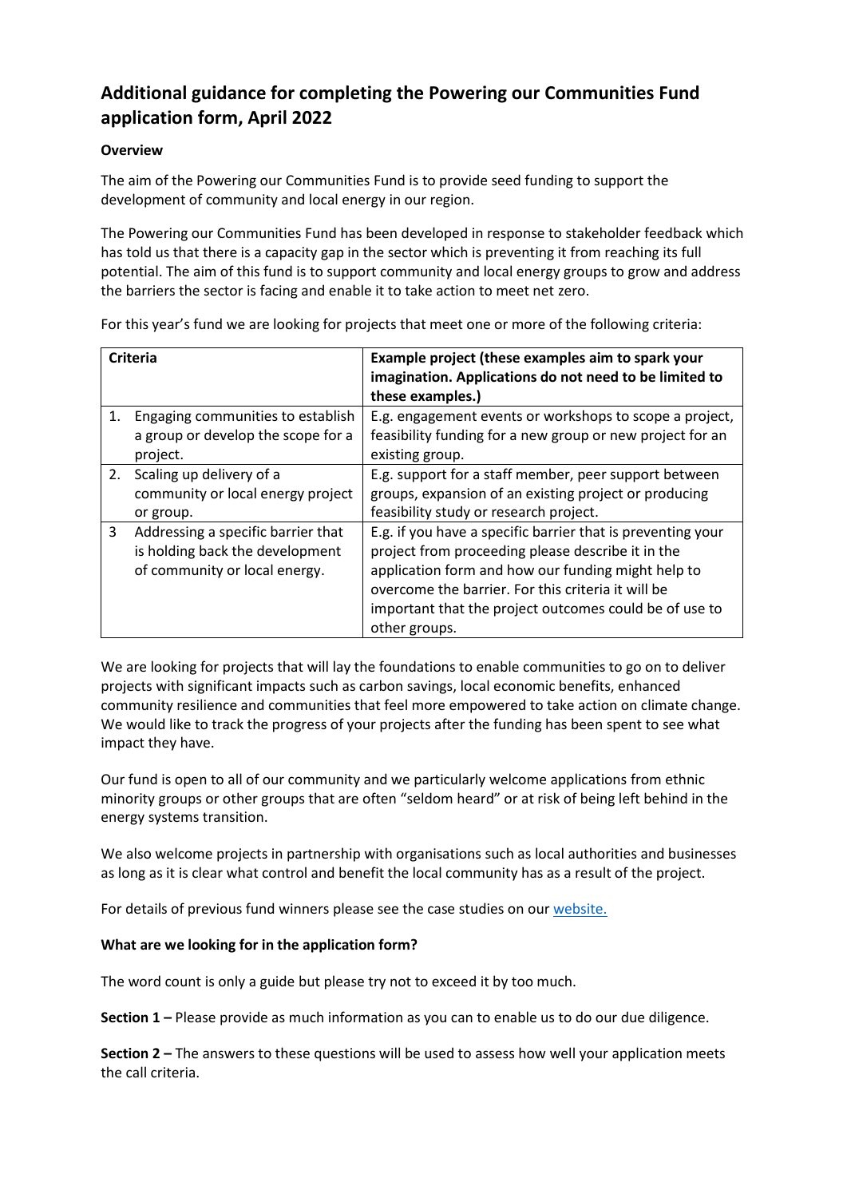# Additional guidance for completing the Powering our Communities Fund application form, April 2022

**Overview**

The aim of the Powering our Communities Fund is to provide seed funding to support the development of community and local energy in our region.

The Powering our Communities Fund has been developed in response to stakeholder feedback which has told us that there is a capacity gap in the sector which is preventing it from reaching its full potential. The aim of this fund is to support community and local energy groups to grow and address the barriers the sector is facing and enable it to take action to meet net zero.

For this year's fund we are looking for projects that meet one or more of the following criteria:

| Criteria | Example project (these examples aim to spark your imagination. Applications do not need to be limited to these examples.) |
|---|---|
| 1. Engaging communities to establish a group or develop the scope for a project. | E.g. engagement events or workshops to scope a project, feasibility funding for a new group or new project for an existing group. |
| 2. Scaling up delivery of a community or local energy project or group. | E.g. support for a staff member, peer support between groups, expansion of an existing project or producing feasibility study or research project. |
| 3 Addressing a specific barrier that is holding back the development of community or local energy. | E.g. if you have a specific barrier that is preventing your project from proceeding please describe it in the application form and how our funding might help to overcome the barrier. For this criteria it will be important that the project outcomes could be of use to other groups. |

We are looking for projects that will lay the foundations to enable communities to go on to deliver projects with significant impacts such as carbon savings, local economic benefits, enhanced community resilience and communities that feel more empowered to take action on climate change. We would like to track the progress of your projects after the funding has been spent to see what impact they have.

Our fund is open to all of our community and we particularly welcome applications from ethnic minority groups or other groups that are often "seldom heard" or at risk of being left behind in the energy systems transition.

We also welcome projects in partnership with organisations such as local authorities and businesses as long as it is clear what control and benefit the local community has as a result of the project.

For details of previous fund winners please see the case studies on our website.

**What are we looking for in the application form?**

The word count is only a guide but please try not to exceed it by too much.

**Section 1 –** Please provide as much information as you can to enable us to do our due diligence.

**Section 2 –** The answers to these questions will be used to assess how well your application meets the call criteria.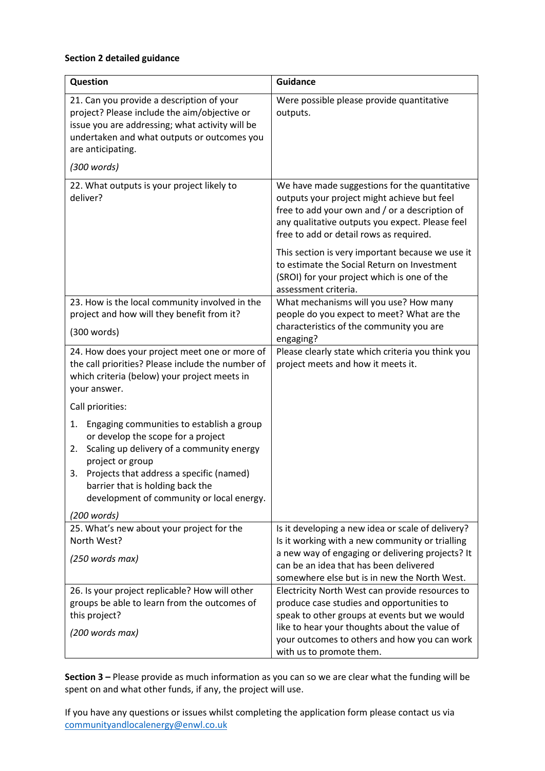**Section 2 detailed guidance**

| Question | Guidance |
|---|---|
| 21. Can you provide a description of your project? Please include the aim/objective or issue you are addressing; what activity will be undertaken and what outputs or outcomes you are anticipating.<br><br>*(300 words)* | Were possible please provide quantitative outputs. |
| 22. What outputs is your project likely to deliver? | We have made suggestions for the quantitative outputs your project might achieve but feel free to add your own and / or a description of any qualitative outputs you expect. Please feel free to add or detail rows as required.<br><br>This section is very important because we use it to estimate the Social Return on Investment (SROI) for your project which is one of the assessment criteria. |
| 23. How is the local community involved in the project and how will they benefit from it?<br><br>(300 words) | What mechanisms will you use? How many people do you expect to meet? What are the characteristics of the community you are engaging? |
| 24. How does your project meet one or more of the call priorities? Please include the number of which criteria (below) your project meets in your answer.<br><br>Call priorities:<br><br>1. Engaging communities to establish a group or develop the scope for a project<br>2. Scaling up delivery of a community energy project or group<br>3. Projects that address a specific (named) barrier that is holding back the development of community or local energy.<br><br>*(200 words)* | Please clearly state which criteria you think you project meets and how it meets it. |
| 25. What's new about your project for the North West?<br><br>*(250 words max)* | Is it developing a new idea or scale of delivery? Is it working with a new community or trialling a new way of engaging or delivering projects? It can be an idea that has been delivered somewhere else but is in new the North West. |
| 26. Is your project replicable? How will other groups be able to learn from the outcomes of this project?<br><br>*(200 words max)* | Electricity North West can provide resources to produce case studies and opportunities to speak to other groups at events but we would like to hear your thoughts about the value of your outcomes to others and how you can work with us to promote them. |

**Section 3 –** Please provide as much information as you can so we are clear what the funding will be spent on and what other funds, if any, the project will use.

If you have any questions or issues whilst completing the application form please contact us via communityandlocalenergy@enwl.co.uk